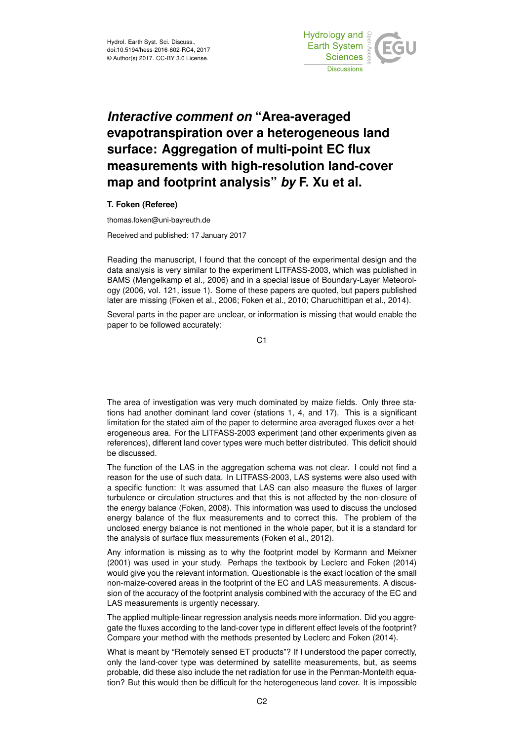# *Interactive comment on* "Area-averaged evapotranspiration over a heterogeneous land surface: Aggregation of multi-point EC flux measurements with high-resolution land-cover map and footprint analysis" *by* F. Xu et al.

**T. Foken (Referee)**

thomas.foken@uni-bayreuth.de

Received and published: 17 January 2017

Reading the manuscript, I found that the concept of the experimental design and the data analysis is very similar to the experiment LITFASS-2003, which was published in BAMS (Mengelkamp et al., 2006) and in a special issue of Boundary-Layer Meteorology (2006, vol. 121, issue 1). Some of these papers are quoted, but papers published later are missing (Foken et al., 2006; Foken et al., 2010; Charuchittipan et al., 2014).

Several parts in the paper are unclear, or information is missing that would enable the paper to be followed accurately:

The area of investigation was very much dominated by maize fields. Only three stations had another dominant land cover (stations 1, 4, and 17). This is a significant limitation for the stated aim of the paper to determine area-averaged fluxes over a heterogeneous area. For the LITFASS-2003 experiment (and other experiments given as references), different land cover types were much better distributed. This deficit should be discussed.

The function of the LAS in the aggregation schema was not clear. I could not find a reason for the use of such data. In LITFASS-2003, LAS systems were also used with a specific function: It was assumed that LAS can also measure the fluxes of larger turbulence or circulation structures and that this is not affected by the non-closure of the energy balance (Foken, 2008). This information was used to discuss the unclosed energy balance of the flux measurements and to correct this. The problem of the unclosed energy balance is not mentioned in the whole paper, but it is a standard for the analysis of surface flux measurements (Foken et al., 2012).

Any information is missing as to why the footprint model by Kormann and Meixner (2001) was used in your study. Perhaps the textbook by Leclerc and Foken (2014) would give you the relevant information. Questionable is the exact location of the small non-maize-covered areas in the footprint of the EC and LAS measurements. A discussion of the accuracy of the footprint analysis combined with the accuracy of the EC and LAS measurements is urgently necessary.

The applied multiple-linear regression analysis needs more information. Did you aggregate the fluxes according to the land-cover type in different effect levels of the footprint? Compare your method with the methods presented by Leclerc and Foken (2014).

What is meant by "Remotely sensed ET products"? If I understood the paper correctly, only the land-cover type was determined by satellite measurements, but, as seems probable, did these also include the net radiation for use in the Penman-Monteith equation? But this would then be difficult for the heterogeneous land cover. It is impossible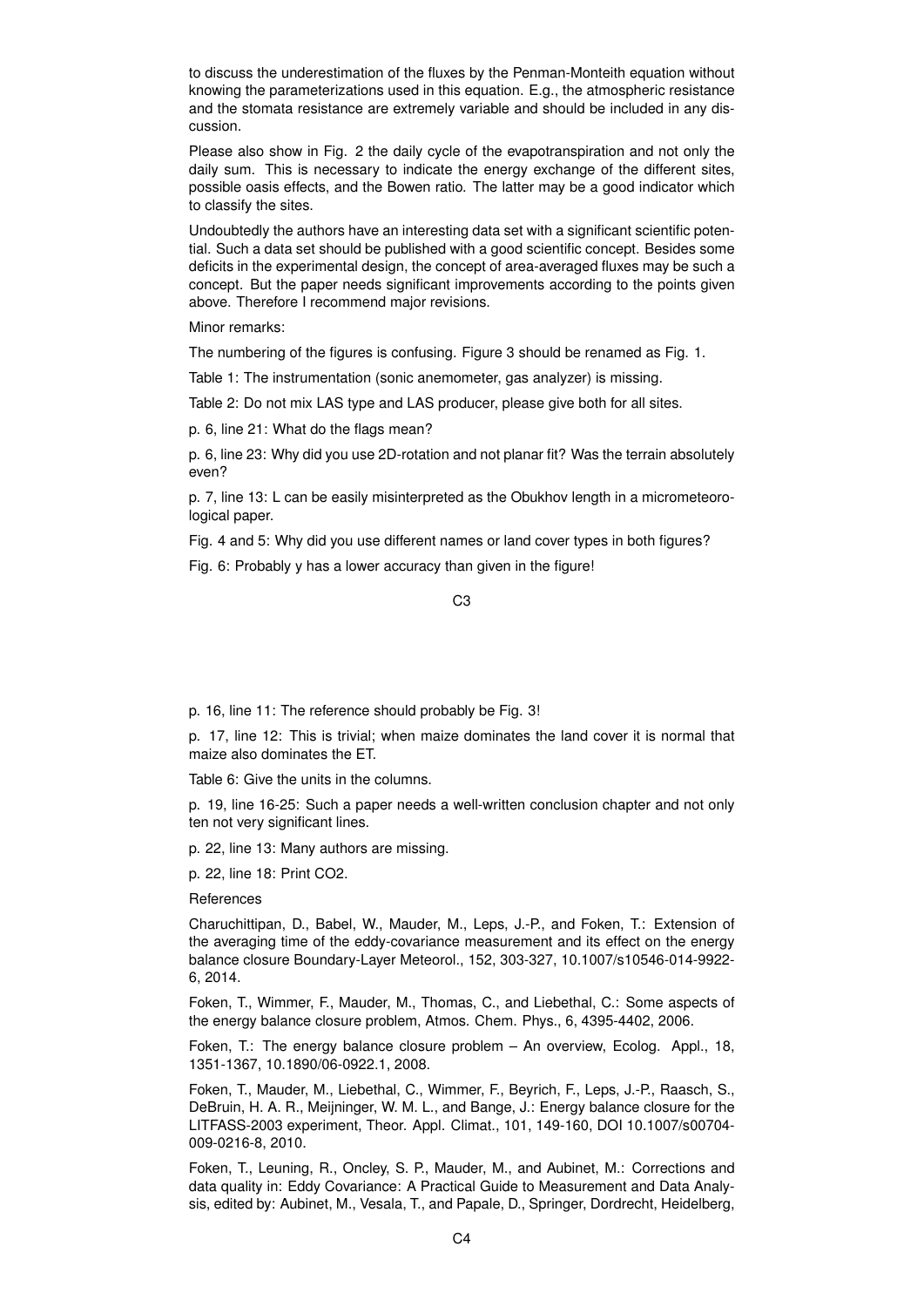to discuss the underestimation of the fluxes by the Penman-Monteith equation without knowing the parameterizations used in this equation. E.g., the atmospheric resistance and the stomata resistance are extremely variable and should be included in any discussion.

Please also show in Fig. 2 the daily cycle of the evapotranspiration and not only the daily sum. This is necessary to indicate the energy exchange of the different sites, possible oasis effects, and the Bowen ratio. The latter may be a good indicator which to classify the sites.

Undoubtedly the authors have an interesting data set with a significant scientific potential. Such a data set should be published with a good scientific concept. Besides some deficits in the experimental design, the concept of area-averaged fluxes may be such a concept. But the paper needs significant improvements according to the points given above. Therefore I recommend major revisions.

Minor remarks:

The numbering of the figures is confusing. Figure 3 should be renamed as Fig. 1.

Table 1: The instrumentation (sonic anemometer, gas analyzer) is missing.

Table 2: Do not mix LAS type and LAS producer, please give both for all sites.

p. 6, line 21: What do the flags mean?

p. 6, line 23: Why did you use 2D-rotation and not planar fit? Was the terrain absolutely even?

p. 7, line 13: L can be easily misinterpreted as the Obukhov length in a micrometeorological paper.

Fig. 4 and 5: Why did you use different names or land cover types in both figures?

Fig. 6: Probably y has a lower accuracy than given in the figure!

p. 16, line 11: The reference should probably be Fig. 3!

p. 17, line 12: This is trivial; when maize dominates the land cover it is normal that maize also dominates the ET.

Table 6: Give the units in the columns.

p. 19, line 16-25: Such a paper needs a well-written conclusion chapter and not only ten not very significant lines.

p. 22, line 13: Many authors are missing.

p. 22, line 18: Print CO2.

References

Charuchittipan, D., Babel, W., Mauder, M., Leps, J.-P., and Foken, T.: Extension of the averaging time of the eddy-covariance measurement and its effect on the energy balance closure Boundary-Layer Meteorol., 152, 303-327, 10.1007/s10546-014-9922-6, 2014.

Foken, T., Wimmer, F., Mauder, M., Thomas, C., and Liebethal, C.: Some aspects of the energy balance closure problem, Atmos. Chem. Phys., 6, 4395-4402, 2006.

Foken, T.: The energy balance closure problem – An overview, Ecolog. Appl., 18, 1351-1367, 10.1890/06-0922.1, 2008.

Foken, T., Mauder, M., Liebethal, C., Wimmer, F., Beyrich, F., Leps, J.-P., Raasch, S., DeBruin, H. A. R., Meijninger, W. M. L., and Bange, J.: Energy balance closure for the LITFASS-2003 experiment, Theor. Appl. Climat., 101, 149-160, DOI 10.1007/s00704-009-0216-8, 2010.

Foken, T., Leuning, R., Oncley, S. P., Mauder, M., and Aubinet, M.: Corrections and data quality in: Eddy Covariance: A Practical Guide to Measurement and Data Analysis, edited by: Aubinet, M., Vesala, T., and Papale, D., Springer, Dordrecht, Heidelberg,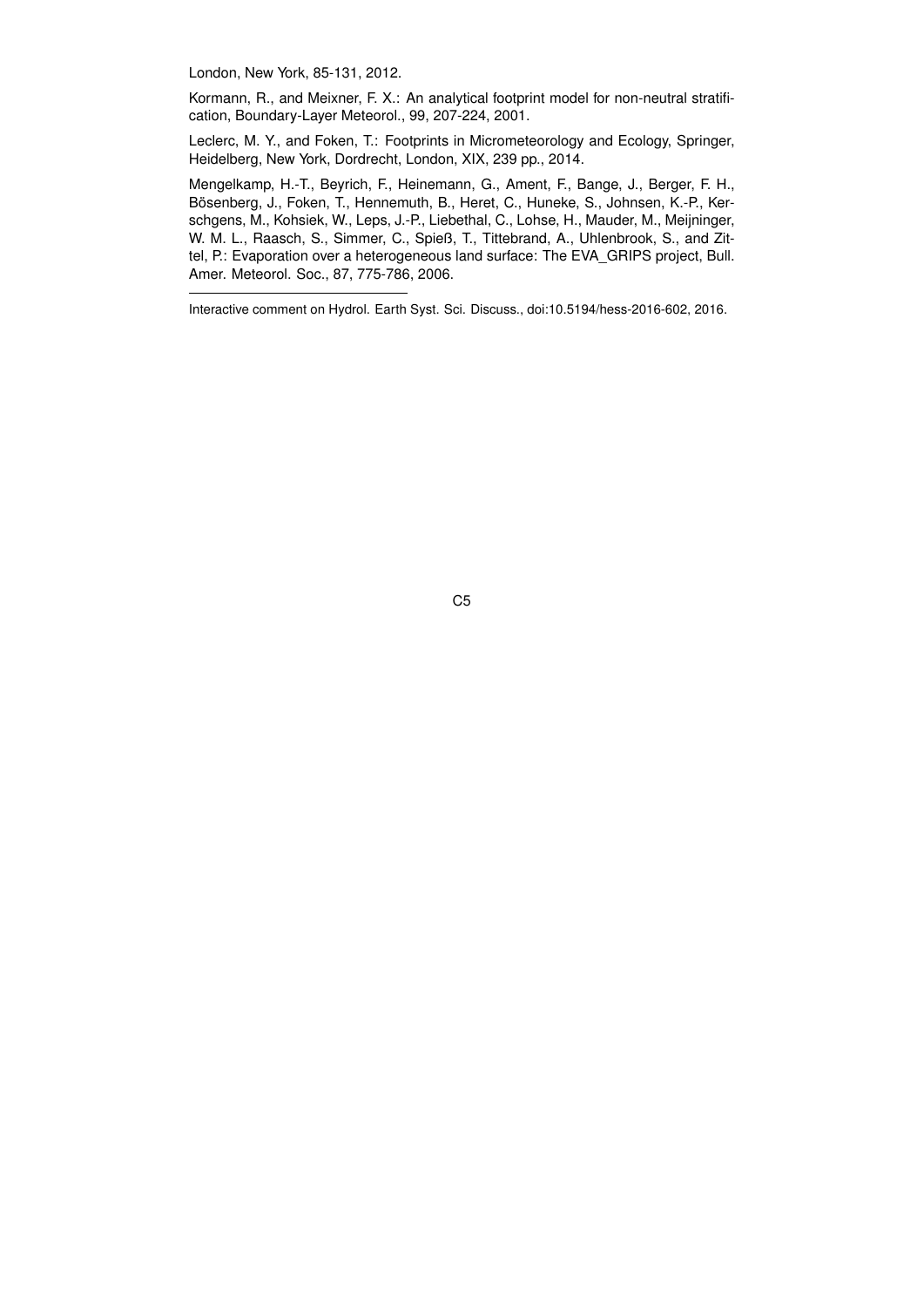London, New York, 85-131, 2012.

Kormann, R., and Meixner, F. X.: An analytical footprint model for non-neutral stratification, Boundary-Layer Meteorol., 99, 207-224, 2001.

Leclerc, M. Y., and Foken, T.: Footprints in Micrometeorology and Ecology, Springer, Heidelberg, New York, Dordrecht, London, XIX, 239 pp., 2014.

Mengelkamp, H.-T., Beyrich, F., Heinemann, G., Ament, F., Bange, J., Berger, F. H., Bösenberg, J., Foken, T., Hennemuth, B., Heret, C., Huneke, S., Johnsen, K.-P., Kerschgens, M., Kohsiek, W., Leps, J.-P., Liebethal, C., Lohse, H., Mauder, M., Meijninger, W. M. L., Raasch, S., Simmer, C., Spieß, T., Tittebrand, A., Uhlenbrook, S., and Zittel, P.: Evaporation over a heterogeneous land surface: The EVA_GRIPS project, Bull. Amer. Meteorol. Soc., 87, 775-786, 2006.

---

Interactive comment on Hydrol. Earth Syst. Sci. Discuss., doi:10.5194/hess-2016-602, 2016.